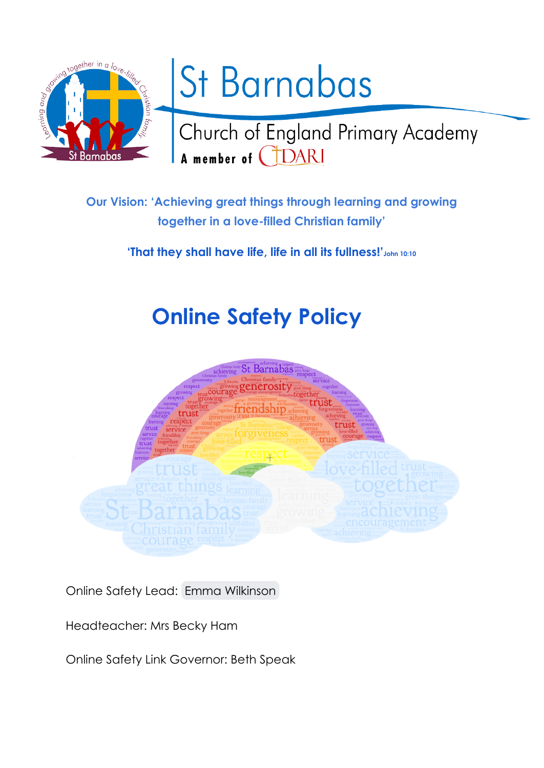# St Barnabas

Church of England Primary Academy

A member of DARI

**Our Vision: 'Achieving great things through learning and growing together in a love-filled Christian family'**

**'That they shall have life, life in all its fullness!'** John 10:10

# Online Safety Policy

Online Safety Lead: Emma Wilkinson

Headteacher: Mrs Becky Ham

Online Safety Link Governor: Beth Speak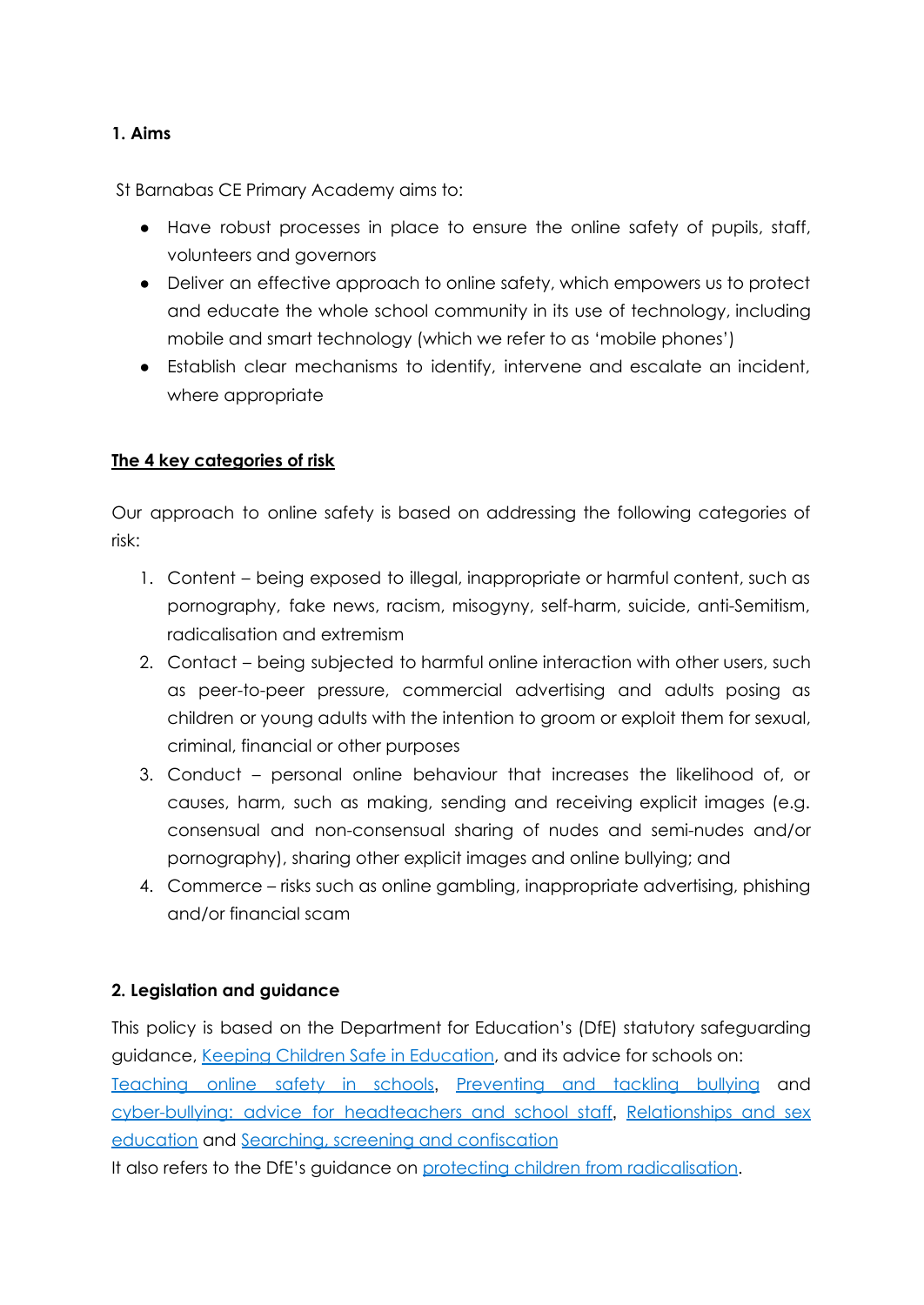## 1. Aims

St Barnabas CE Primary Academy aims to:

- Have robust processes in place to ensure the online safety of pupils, staff, volunteers and governors
- Deliver an effective approach to online safety, which empowers us to protect and educate the whole school community in its use of technology, including mobile and smart technology (which we refer to as 'mobile phones')
- Establish clear mechanisms to identify, intervene and escalate an incident, where appropriate

### The 4 key categories of risk

Our approach to online safety is based on addressing the following categories of risk:

1. Content – being exposed to illegal, inappropriate or harmful content, such as pornography, fake news, racism, misogyny, self-harm, suicide, anti-Semitism, radicalisation and extremism
2. Contact – being subjected to harmful online interaction with other users, such as peer-to-peer pressure, commercial advertising and adults posing as children or young adults with the intention to groom or exploit them for sexual, criminal, financial or other purposes
3. Conduct – personal online behaviour that increases the likelihood of, or causes, harm, such as making, sending and receiving explicit images (e.g. consensual and non-consensual sharing of nudes and semi-nudes and/or pornography), sharing other explicit images and online bullying; and
4. Commerce – risks such as online gambling, inappropriate advertising, phishing and/or financial scam

## 2. Legislation and guidance

This policy is based on the Department for Education's (DfE) statutory safeguarding guidance, Keeping Children Safe in Education, and its advice for schools on: Teaching online safety in schools, Preventing and tackling bullying and cyber-bullying: advice for headteachers and school staff, Relationships and sex education and Searching, screening and confiscation

It also refers to the DfE's guidance on protecting children from radicalisation.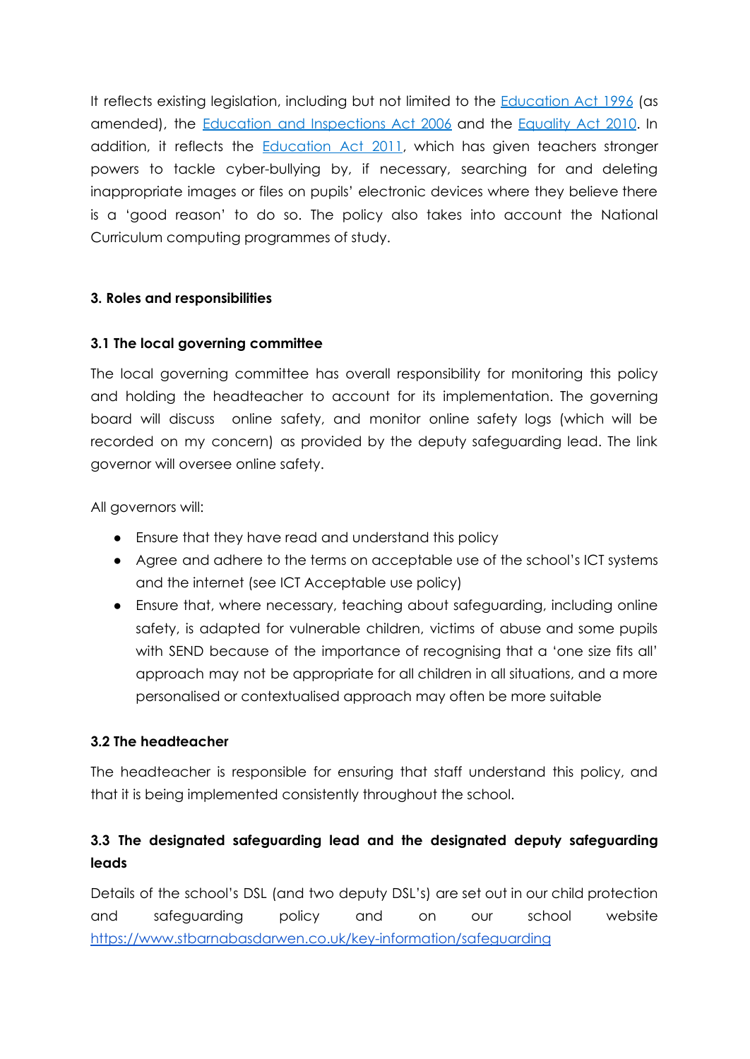It reflects existing legislation, including but not limited to the [Education Act 1996](#) (as amended), the [Education and Inspections Act 2006](#) and the [Equality Act 2010](#). In addition, it reflects the [Education Act 2011](#), which has given teachers stronger powers to tackle cyber-bullying by, if necessary, searching for and deleting inappropriate images or files on pupils' electronic devices where they believe there is a 'good reason' to do so. The policy also takes into account the National Curriculum computing programmes of study.

## 3. Roles and responsibilities

### 3.1 The local governing committee

The local governing committee has overall responsibility for monitoring this policy and holding the headteacher to account for its implementation. The governing board will discuss online safety, and monitor online safety logs (which will be recorded on my concern) as provided by the deputy safeguarding lead. The link governor will oversee online safety.

All governors will:

- Ensure that they have read and understand this policy
- Agree and adhere to the terms on acceptable use of the school's ICT systems and the internet (see ICT Acceptable use policy)
- Ensure that, where necessary, teaching about safeguarding, including online safety, is adapted for vulnerable children, victims of abuse and some pupils with SEND because of the importance of recognising that a 'one size fits all' approach may not be appropriate for all children in all situations, and a more personalised or contextualised approach may often be more suitable

### 3.2 The headteacher

The headteacher is responsible for ensuring that staff understand this policy, and that it is being implemented consistently throughout the school.

### 3.3 The designated safeguarding lead and the designated deputy safeguarding leads

Details of the school's DSL (and two deputy DSL's) are set out in our child protection and safeguarding policy and on our school website [https://www.stbarnabasdarwen.co.uk/key-information/safeguarding](https://www.stbarnabasdarwen.co.uk/key-information/safeguarding)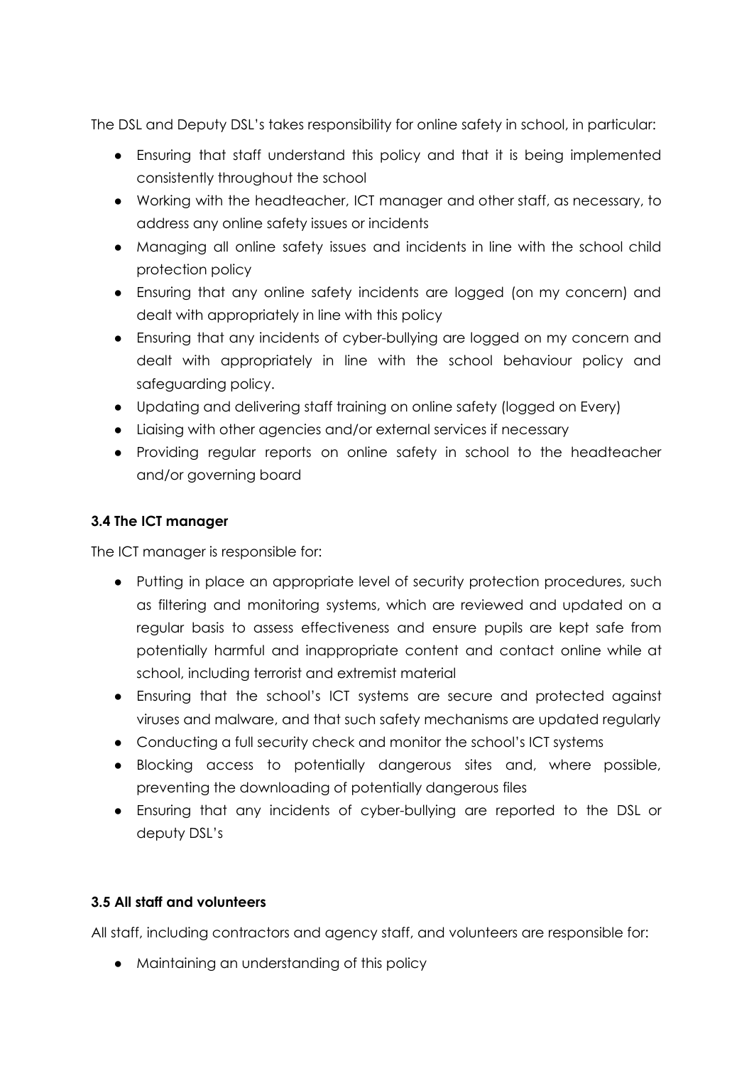The DSL and Deputy DSL's takes responsibility for online safety in school, in particular:

- Ensuring that staff understand this policy and that it is being implemented consistently throughout the school
- Working with the headteacher, ICT manager and other staff, as necessary, to address any online safety issues or incidents
- Managing all online safety issues and incidents in line with the school child protection policy
- Ensuring that any online safety incidents are logged (on my concern) and dealt with appropriately in line with this policy
- Ensuring that any incidents of cyber-bullying are logged on my concern and dealt with appropriately in line with the school behaviour policy and safeguarding policy.
- Updating and delivering staff training on online safety (logged on Every)
- Liaising with other agencies and/or external services if necessary
- Providing regular reports on online safety in school to the headteacher and/or governing board

### 3.4 The ICT manager

The ICT manager is responsible for:

- Putting in place an appropriate level of security protection procedures, such as filtering and monitoring systems, which are reviewed and updated on a regular basis to assess effectiveness and ensure pupils are kept safe from potentially harmful and inappropriate content and contact online while at school, including terrorist and extremist material
- Ensuring that the school's ICT systems are secure and protected against viruses and malware, and that such safety mechanisms are updated regularly
- Conducting a full security check and monitor the school's ICT systems
- Blocking access to potentially dangerous sites and, where possible, preventing the downloading of potentially dangerous files
- Ensuring that any incidents of cyber-bullying are reported to the DSL or deputy DSL's

### 3.5 All staff and volunteers

All staff, including contractors and agency staff, and volunteers are responsible for:

- Maintaining an understanding of this policy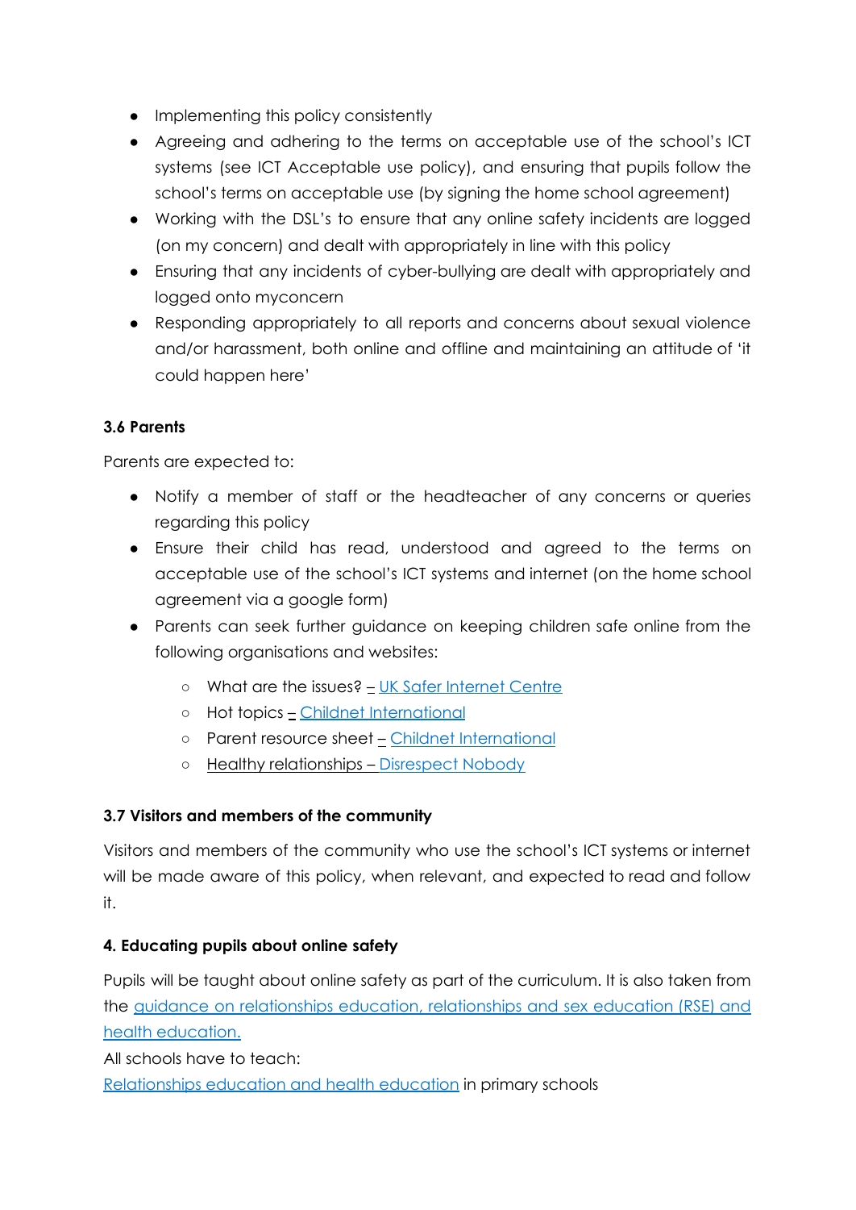- Implementing this policy consistently
- Agreeing and adhering to the terms on acceptable use of the school's ICT systems (see ICT Acceptable use policy), and ensuring that pupils follow the school's terms on acceptable use (by signing the home school agreement)
- Working with the DSL's to ensure that any online safety incidents are logged (on my concern) and dealt with appropriately in line with this policy
- Ensuring that any incidents of cyber-bullying are dealt with appropriately and logged onto myconcern
- Responding appropriately to all reports and concerns about sexual violence and/or harassment, both online and offline and maintaining an attitude of 'it could happen here'

### 3.6 Parents

Parents are expected to:

- Notify a member of staff or the headteacher of any concerns or queries regarding this policy
- Ensure their child has read, understood and agreed to the terms on acceptable use of the school's ICT systems and internet (on the home school agreement via a google form)
- Parents can seek further guidance on keeping children safe online from the following organisations and websites:
  - What are the issues? – UK Safer Internet Centre
  - Hot topics – Childnet International
  - Parent resource sheet – Childnet International
  - Healthy relationships – Disrespect Nobody

### 3.7 Visitors and members of the community

Visitors and members of the community who use the school's ICT systems or internet will be made aware of this policy, when relevant, and expected to read and follow it.

## 4. Educating pupils about online safety

Pupils will be taught about online safety as part of the curriculum. It is also taken from the guidance on relationships education, relationships and sex education (RSE) and health education.

All schools have to teach:

Relationships education and health education in primary schools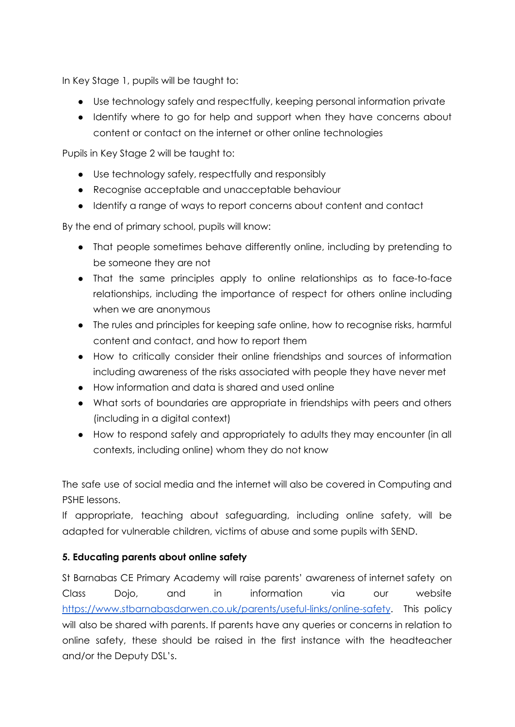In Key Stage 1, pupils will be taught to:

- Use technology safely and respectfully, keeping personal information private
- Identify where to go for help and support when they have concerns about content or contact on the internet or other online technologies

Pupils in Key Stage 2 will be taught to:

- Use technology safely, respectfully and responsibly
- Recognise acceptable and unacceptable behaviour
- Identify a range of ways to report concerns about content and contact

By the end of primary school, pupils will know:

- That people sometimes behave differently online, including by pretending to be someone they are not
- That the same principles apply to online relationships as to face-to-face relationships, including the importance of respect for others online including when we are anonymous
- The rules and principles for keeping safe online, how to recognise risks, harmful content and contact, and how to report them
- How to critically consider their online friendships and sources of information including awareness of the risks associated with people they have never met
- How information and data is shared and used online
- What sorts of boundaries are appropriate in friendships with peers and others (including in a digital context)
- How to respond safely and appropriately to adults they may encounter (in all contexts, including online) whom they do not know

The safe use of social media and the internet will also be covered in Computing and PSHE lessons.

If appropriate, teaching about safeguarding, including online safety, will be adapted for vulnerable children, victims of abuse and some pupils with SEND.

**5. Educating parents about online safety**

St Barnabas CE Primary Academy will raise parents' awareness of internet safety on Class Dojo, and in information via our website [https://www.stbarnabasdarwen.co.uk/parents/useful-links/online-safety](https://www.stbarnabasdarwen.co.uk/parents/useful-links/online-safety). This policy will also be shared with parents. If parents have any queries or concerns in relation to online safety, these should be raised in the first instance with the headteacher and/or the Deputy DSL's.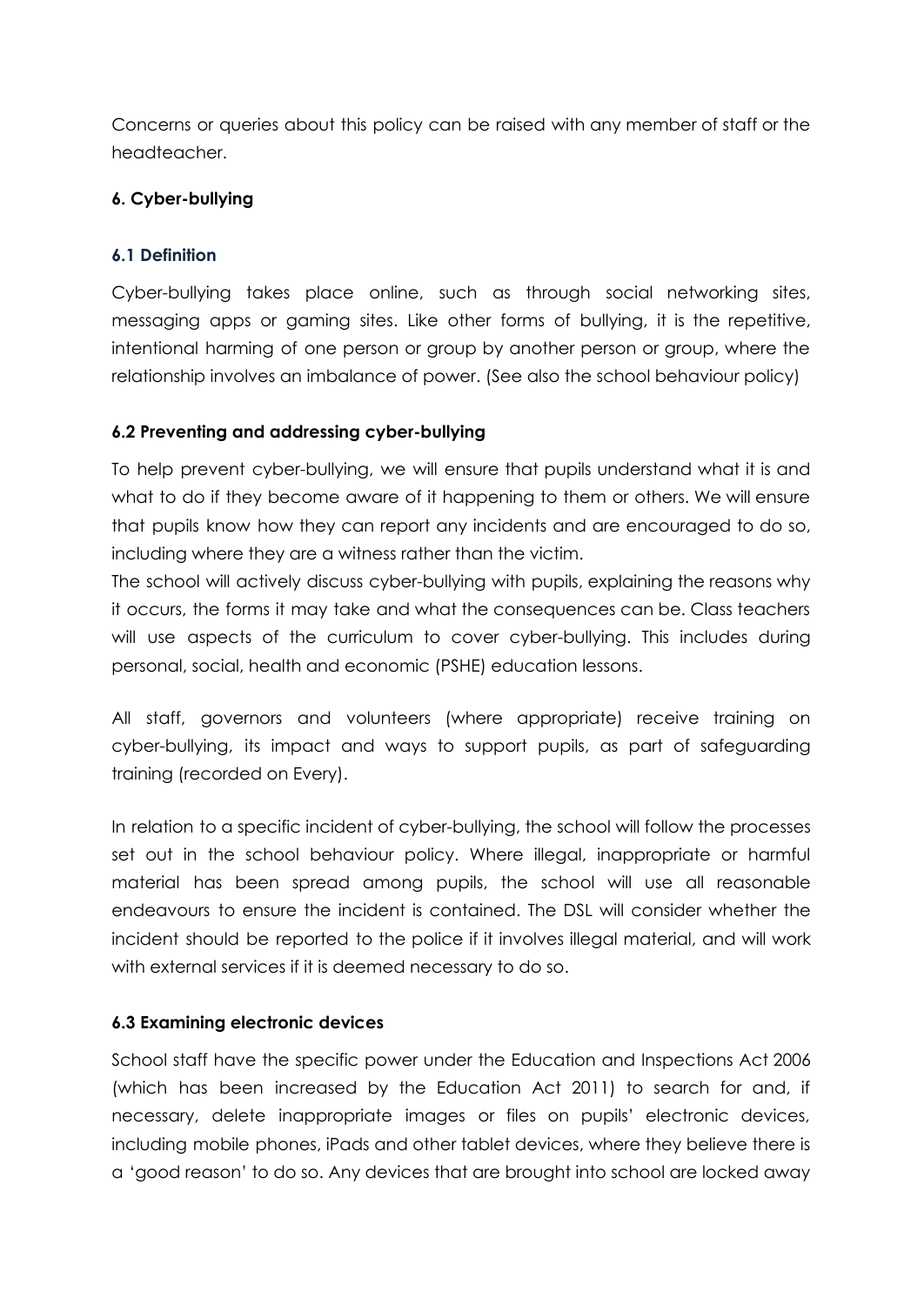Concerns or queries about this policy can be raised with any member of staff or the headteacher.

### 6. Cyber-bullying

#### 6.1 Definition

Cyber-bullying takes place online, such as through social networking sites, messaging apps or gaming sites. Like other forms of bullying, it is the repetitive, intentional harming of one person or group by another person or group, where the relationship involves an imbalance of power. (See also the school behaviour policy)

#### 6.2 Preventing and addressing cyber-bullying

To help prevent cyber-bullying, we will ensure that pupils understand what it is and what to do if they become aware of it happening to them or others. We will ensure that pupils know how they can report any incidents and are encouraged to do so, including where they are a witness rather than the victim.
The school will actively discuss cyber-bullying with pupils, explaining the reasons why it occurs, the forms it may take and what the consequences can be. Class teachers will use aspects of the curriculum to cover cyber-bullying. This includes during personal, social, health and economic (PSHE) education lessons.

All staff, governors and volunteers (where appropriate) receive training on cyber-bullying, its impact and ways to support pupils, as part of safeguarding training (recorded on Every).

In relation to a specific incident of cyber-bullying, the school will follow the processes set out in the school behaviour policy. Where illegal, inappropriate or harmful material has been spread among pupils, the school will use all reasonable endeavours to ensure the incident is contained. The DSL will consider whether the incident should be reported to the police if it involves illegal material, and will work with external services if it is deemed necessary to do so.

#### 6.3 Examining electronic devices

School staff have the specific power under the Education and Inspections Act 2006 (which has been increased by the Education Act 2011) to search for and, if necessary, delete inappropriate images or files on pupils' electronic devices, including mobile phones, iPads and other tablet devices, where they believe there is a 'good reason' to do so. Any devices that are brought into school are locked away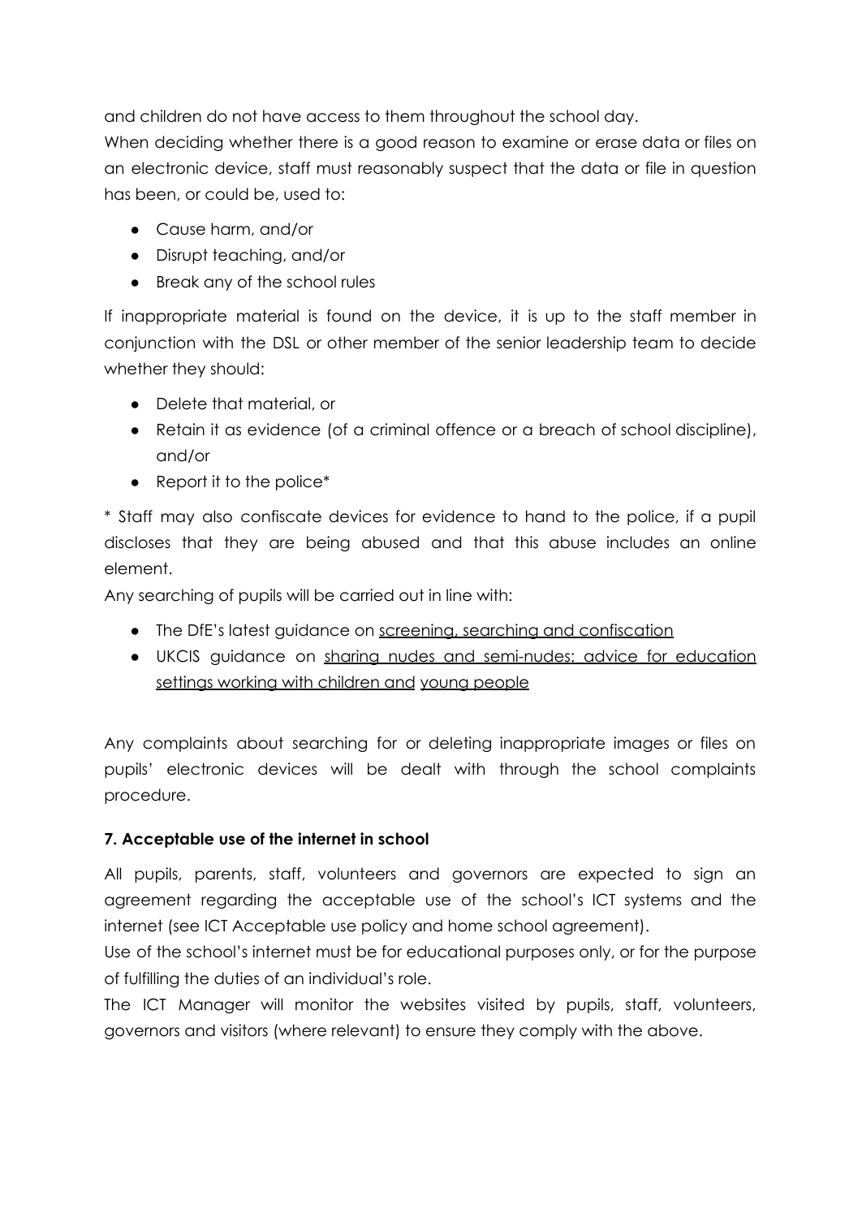and children do not have access to them throughout the school day.

When deciding whether there is a good reason to examine or erase data or files on an electronic device, staff must reasonably suspect that the data or file in question has been, or could be, used to:

- Cause harm, and/or
- Disrupt teaching, and/or
- Break any of the school rules

If inappropriate material is found on the device, it is up to the staff member in conjunction with the DSL or other member of the senior leadership team to decide whether they should:

- Delete that material, or
- Retain it as evidence (of a criminal offence or a breach of school discipline), and/or
- Report it to the police*

* Staff may also confiscate devices for evidence to hand to the police, if a pupil discloses that they are being abused and that this abuse includes an online element.

Any searching of pupils will be carried out in line with:

- The DfE's latest guidance on screening, searching and confiscation
- UKCIS guidance on sharing nudes and semi-nudes: advice for education settings working with children and young people

Any complaints about searching for or deleting inappropriate images or files on pupils' electronic devices will be dealt with through the school complaints procedure.

**7. Acceptable use of the internet in school**

All pupils, parents, staff, volunteers and governors are expected to sign an agreement regarding the acceptable use of the school's ICT systems and the internet (see ICT Acceptable use policy and home school agreement).

Use of the school's internet must be for educational purposes only, or for the purpose of fulfilling the duties of an individual's role.

The ICT Manager will monitor the websites visited by pupils, staff, volunteers, governors and visitors (where relevant) to ensure they comply with the above.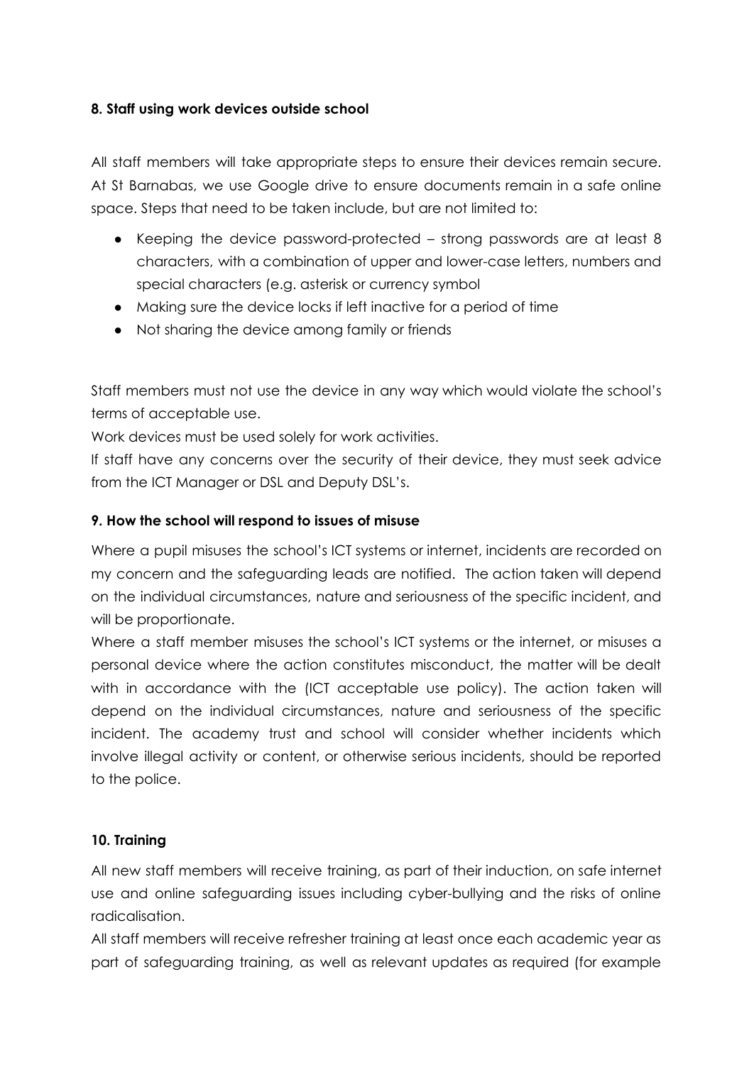**8. Staff using work devices outside school**

All staff members will take appropriate steps to ensure their devices remain secure. At St Barnabas, we use Google drive to ensure documents remain in a safe online space. Steps that need to be taken include, but are not limited to:

- Keeping the device password-protected – strong passwords are at least 8 characters, with a combination of upper and lower-case letters, numbers and special characters (e.g. asterisk or currency symbol
- Making sure the device locks if left inactive for a period of time
- Not sharing the device among family or friends

Staff members must not use the device in any way which would violate the school's terms of acceptable use.

Work devices must be used solely for work activities.

If staff have any concerns over the security of their device, they must seek advice from the ICT Manager or DSL and Deputy DSL's.

**9. How the school will respond to issues of misuse**

Where a pupil misuses the school's ICT systems or internet, incidents are recorded on my concern and the safeguarding leads are notified. The action taken will depend on the individual circumstances, nature and seriousness of the specific incident, and will be proportionate.

Where a staff member misuses the school's ICT systems or the internet, or misuses a personal device where the action constitutes misconduct, the matter will be dealt with in accordance with the (ICT acceptable use policy). The action taken will depend on the individual circumstances, nature and seriousness of the specific incident. The academy trust and school will consider whether incidents which involve illegal activity or content, or otherwise serious incidents, should be reported to the police.

**10. Training**

All new staff members will receive training, as part of their induction, on safe internet use and online safeguarding issues including cyber-bullying and the risks of online radicalisation.

All staff members will receive refresher training at least once each academic year as part of safeguarding training, as well as relevant updates as required (for example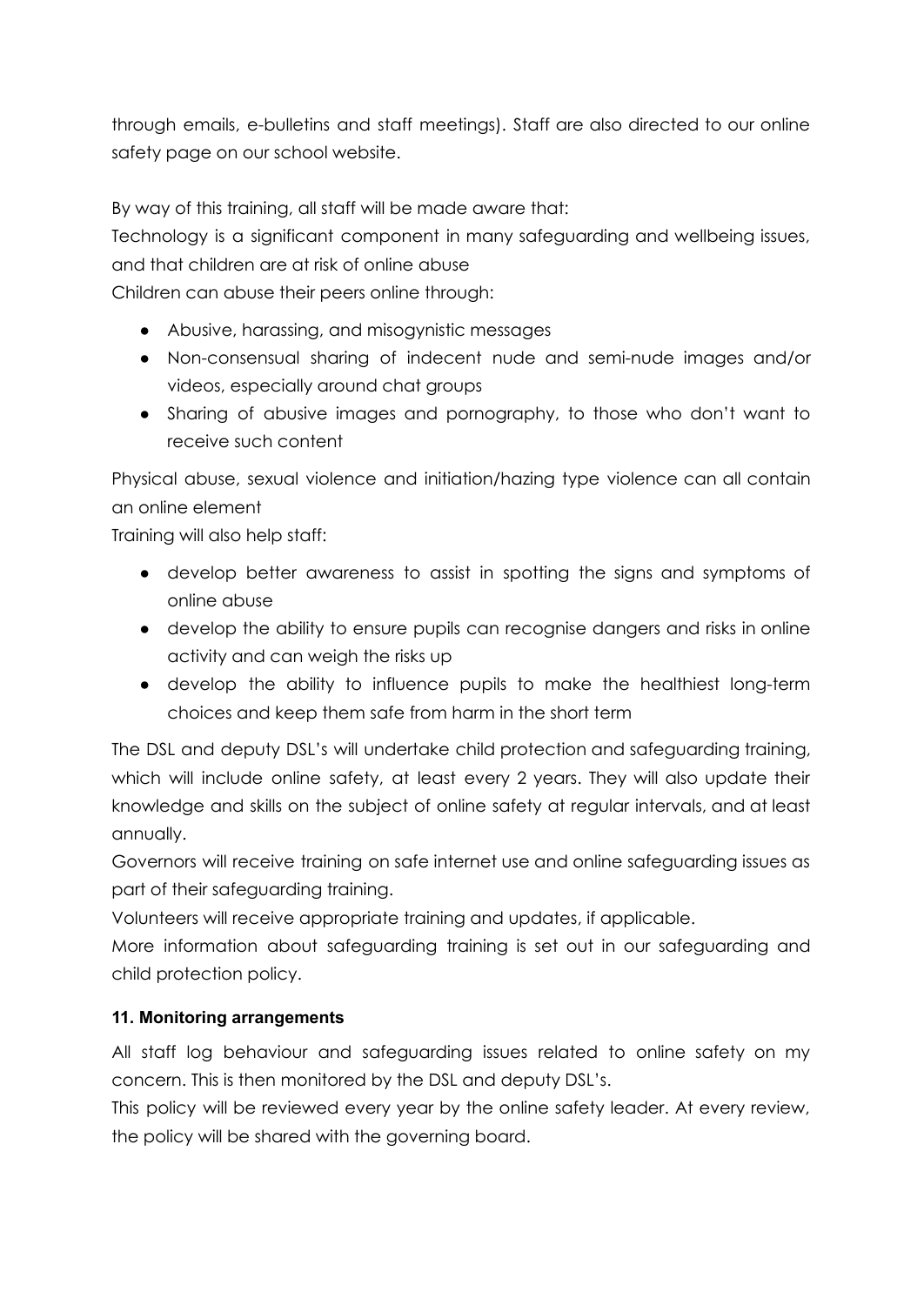through emails, e-bulletins and staff meetings). Staff are also directed to our online safety page on our school website.

By way of this training, all staff will be made aware that:

Technology is a significant component in many safeguarding and wellbeing issues, and that children are at risk of online abuse

Children can abuse their peers online through:

- Abusive, harassing, and misogynistic messages
- Non-consensual sharing of indecent nude and semi-nude images and/or videos, especially around chat groups
- Sharing of abusive images and pornography, to those who don't want to receive such content

Physical abuse, sexual violence and initiation/hazing type violence can all contain an online element

Training will also help staff:

- develop better awareness to assist in spotting the signs and symptoms of online abuse
- develop the ability to ensure pupils can recognise dangers and risks in online activity and can weigh the risks up
- develop the ability to influence pupils to make the healthiest long-term choices and keep them safe from harm in the short term

The DSL and deputy DSL's will undertake child protection and safeguarding training, which will include online safety, at least every 2 years. They will also update their knowledge and skills on the subject of online safety at regular intervals, and at least annually.

Governors will receive training on safe internet use and online safeguarding issues as part of their safeguarding training.

Volunteers will receive appropriate training and updates, if applicable.

More information about safeguarding training is set out in our safeguarding and child protection policy.

### 11. Monitoring arrangements

All staff log behaviour and safeguarding issues related to online safety on my concern. This is then monitored by the DSL and deputy DSL's.

This policy will be reviewed every year by the online safety leader. At every review, the policy will be shared with the governing board.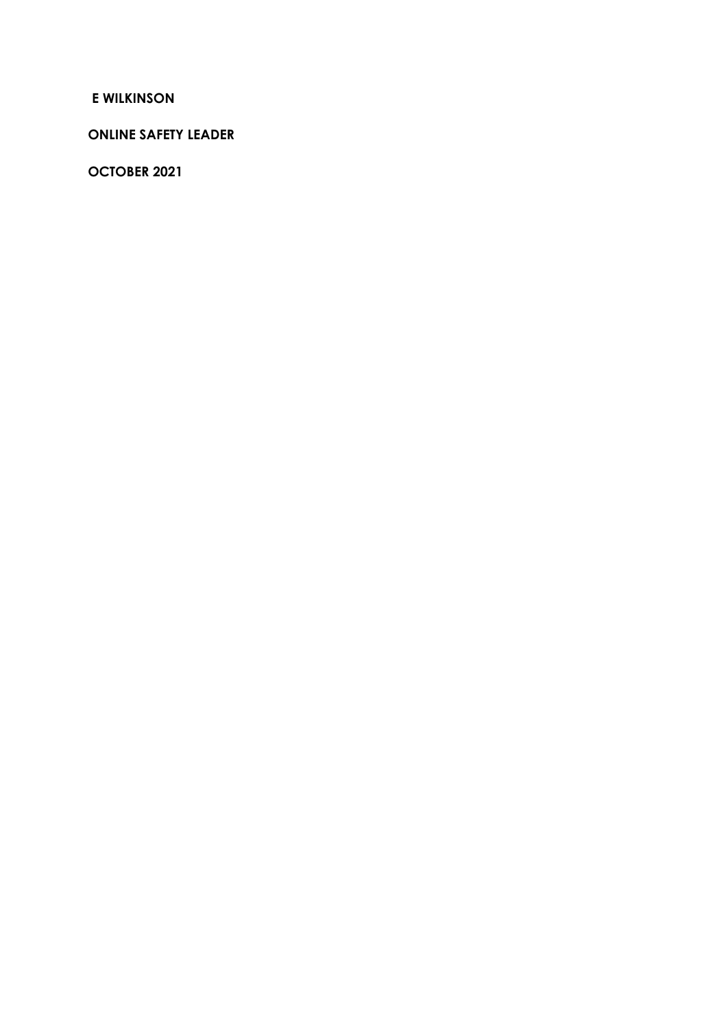**E WILKINSON**

**ONLINE SAFETY LEADER**

**OCTOBER 2021**